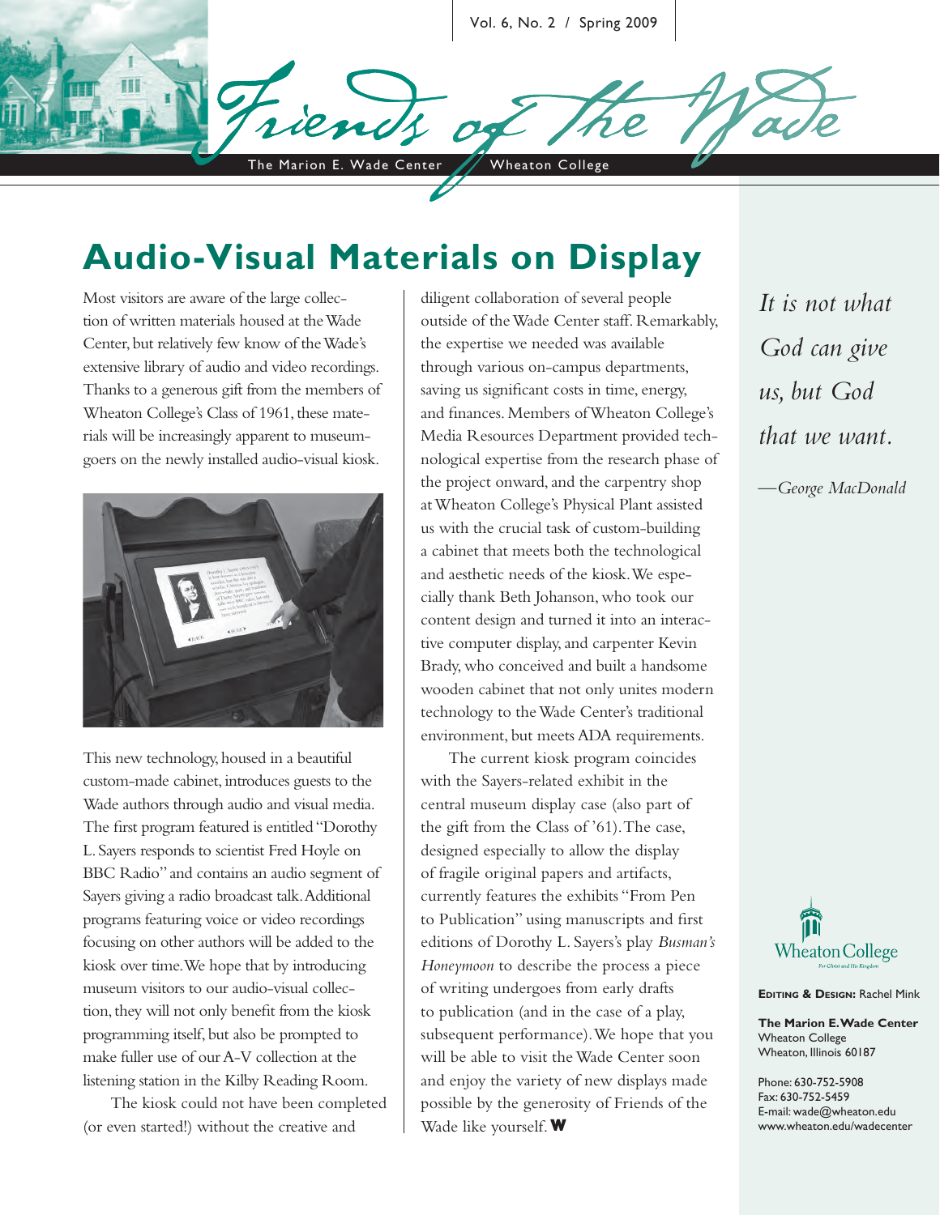# Friends of the Wade

The Marion E. Wade Center — Wheaton College

Vol. 6, No. 2 / Spring 2009

## Audio-Visual Materials on Display

Most visitors are aware of the large collection of written materials housed at the Wade Center, but relatively few know of the Wade's extensive library of audio and video recordings. Thanks to a generous gift from the members of Wheaton College's Class of 1961, these materials will be increasingly apparent to museum-goers on the newly installed audio-visual kiosk.

This new technology, housed in a beautiful custom-made cabinet, introduces guests to the Wade authors through audio and visual media. The first program featured is entitled "Dorothy L. Sayers responds to scientist Fred Hoyle on BBC Radio" and contains an audio segment of Sayers giving a radio broadcast talk. Additional programs featuring voice or video recordings focusing on other authors will be added to the kiosk over time. We hope that by introducing museum visitors to our audio-visual collection, they will not only benefit from the kiosk programming itself, but also be prompted to make fuller use of our A-V collection at the listening station in the Kilby Reading Room.

The kiosk could not have been completed (or even started!) without the creative and diligent collaboration of several people outside of the Wade Center staff. Remarkably, the expertise we needed was available through various on-campus departments, saving us significant costs in time, energy, and finances. Members of Wheaton College's Media Resources Department provided technological expertise from the research phase of the project onward, and the carpentry shop at Wheaton College's Physical Plant assisted us with the crucial task of custom-building a cabinet that meets both the technological and aesthetic needs of the kiosk. We especially thank Beth Johanson, who took our content design and turned it into an interactive computer display, and carpenter Kevin Brady, who conceived and built a handsome wooden cabinet that not only unites modern technology to the Wade Center's traditional environment, but meets ADA requirements.

The current kiosk program coincides with the Sayers-related exhibit in the central museum display case (also part of the gift from the Class of '61). The case, designed especially to allow the display of fragile original papers and artifacts, currently features the exhibits "From Pen to Publication" using manuscripts and first editions of Dorothy L. Sayers's play *Busman's Honeymoon* to describe the process a piece of writing undergoes from early drafts to publication (and in the case of a play, subsequent performance). We hope that you will be able to visit the Wade Center soon and enjoy the variety of new displays made possible by the generosity of Friends of the Wade like yourself. **W**

*It is not what God can give us, but God that we want.*

*—George MacDonald*

Wheaton College

**Editing & Design:** Rachel Mink

**The Marion E. Wade Center**
Wheaton College
Wheaton, Illinois 60187

Phone: 630-752-5908
Fax: 630-752-5459
E-mail: wade@wheaton.edu
www.wheaton.edu/wadecenter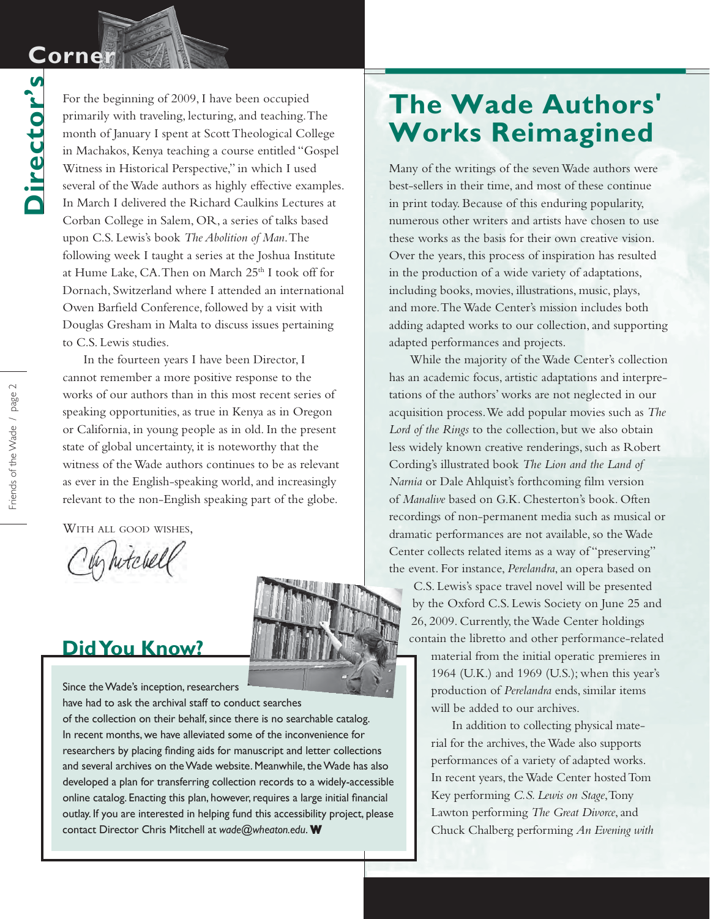# Director's Corner

For the beginning of 2009, I have been occupied primarily with traveling, lecturing, and teaching. The month of January I spent at Scott Theological College in Machakos, Kenya teaching a course entitled "Gospel Witness in Historical Perspective," in which I used several of the Wade authors as highly effective examples. In March I delivered the Richard Caulkins Lectures at Corban College in Salem, OR, a series of talks based upon C.S. Lewis's book *The Abolition of Man*. The following week I taught a series at the Joshua Institute at Hume Lake, CA. Then on March 25th I took off for Dornach, Switzerland where I attended an international Owen Barfield Conference, followed by a visit with Douglas Gresham in Malta to discuss issues pertaining to C.S. Lewis studies.

In the fourteen years I have been Director, I cannot remember a more positive response to the works of our authors than in this most recent series of speaking opportunities, as true in Kenya as in Oregon or California, in young people as in old. In the present state of global uncertainty, it is noteworthy that the witness of the Wade authors continues to be as relevant as ever in the English-speaking world, and increasingly relevant to the non-English speaking part of the globe.

WITH ALL GOOD WISHES,

Chris Mitchell

## Did You Know?

Since the Wade's inception, researchers have had to ask the archival staff to conduct searches of the collection on their behalf, since there is no searchable catalog. In recent months, we have alleviated some of the inconvenience for researchers by placing finding aids for manuscript and letter collections and several archives on the Wade website. Meanwhile, the Wade has also developed a plan for transferring collection records to a widely-accessible online catalog. Enacting this plan, however, requires a large initial financial outlay. If you are interested in helping fund this accessibility project, please contact Director Chris Mitchell at *wade@wheaton.edu*. **W**

# The Wade Authors' Works Reimagined

Many of the writings of the seven Wade authors were best-sellers in their time, and most of these continue in print today. Because of this enduring popularity, numerous other writers and artists have chosen to use these works as the basis for their own creative vision. Over the years, this process of inspiration has resulted in the production of a wide variety of adaptations, including books, movies, illustrations, music, plays, and more. The Wade Center's mission includes both adding adapted works to our collection, and supporting adapted performances and projects.

While the majority of the Wade Center's collection has an academic focus, artistic adaptations and interpretations of the authors' works are not neglected in our acquisition process. We add popular movies such as *The Lord of the Rings* to the collection, but we also obtain less widely known creative renderings, such as Robert Cording's illustrated book *The Lion and the Land of Narnia* or Dale Ahlquist's forthcoming film version of *Manalive* based on G.K. Chesterton's book. Often recordings of non-permanent media such as musical or dramatic performances are not available, so the Wade Center collects related items as a way of "preserving" the event. For instance, *Perelandra*, an opera based on C.S. Lewis's space travel novel will be presented by the Oxford C.S. Lewis Society on June 25 and 26, 2009. Currently, the Wade Center holdings contain the libretto and other performance-related material from the initial operatic premieres in 1964 (U.K.) and 1969 (U.S.); when this year's production of *Perelandra* ends, similar items will be added to our archives.

In addition to collecting physical material for the archives, the Wade also supports performances of a variety of adapted works. In recent years, the Wade Center hosted Tom Key performing *C.S. Lewis on Stage*, Tony Lawton performing *The Great Divorce*, and Chuck Chalberg performing *An Evening with*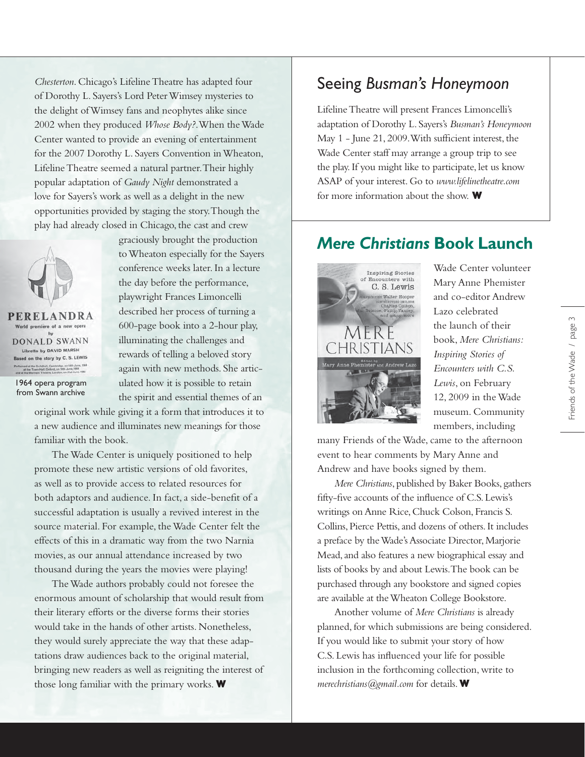*Chesterton*. Chicago's Lifeline Theatre has adapted four of Dorothy L. Sayers's Lord Peter Wimsey mysteries to the delight of Wimsey fans and neophytes alike since 2002 when they produced *Whose Body?*. When the Wade Center wanted to provide an evening of entertainment for the 2007 Dorothy L. Sayers Convention in Wheaton, Lifeline Theatre seemed a natural partner. Their highly popular adaptation of *Gaudy Night* demonstrated a love for Sayers's work as well as a delight in the new opportunities provided by staging the story. Though the play had already closed in Chicago, the cast and crew graciously brought the production to Wheaton especially for the Sayers conference weeks later. In a lecture the day before the performance, playwright Frances Limoncelli described her process of turning a 600-page book into a 2-hour play, illuminating the challenges and rewards of telling a beloved story again with new methods. She articulated how it is possible to retain the spirit and essential themes of an original work while giving it a form that introduces it to a new audience and illuminates new meanings for those familiar with the book.

1964 opera program from Swann archive

The Wade Center is uniquely positioned to help promote these new artistic versions of old favorites, as well as to provide access to related resources for both adaptors and audience. In fact, a side-benefit of a successful adaptation is usually a revived interest in the source material. For example, the Wade Center felt the effects of this in a dramatic way from the two Narnia movies, as our annual attendance increased by two thousand during the years the movies were playing!

The Wade authors probably could not foresee the enormous amount of scholarship that would result from their literary efforts or the diverse forms their stories would take in the hands of other artists. Nonetheless, they would surely appreciate the way that these adaptations draw audiences back to the original material, bringing new readers as well as reigniting the interest of those long familiar with the primary works. **W**

## Seeing *Busman's Honeymoon*

Lifeline Theatre will present Frances Limoncelli's adaptation of Dorothy L. Sayers's *Busman's Honeymoon* May 1 - June 21, 2009. With sufficient interest, the Wade Center staff may arrange a group trip to see the play. If you might like to participate, let us know ASAP of your interest. Go to *www.lifelinetheatre.com* for more information about the show. **W**

## *Mere Christians* Book Launch

Wade Center volunteer Mary Anne Phemister and co-editor Andrew Lazo celebrated the launch of their book, *Mere Christians: Inspiring Stories of Encounters with C.S. Lewis*, on February 12, 2009 in the Wade museum. Community members, including many Friends of the Wade, came to the afternoon event to hear comments by Mary Anne and Andrew and have books signed by them.

*Mere Christians*, published by Baker Books, gathers fifty-five accounts of the influence of C.S. Lewis's writings on Anne Rice, Chuck Colson, Francis S. Collins, Pierce Pettis, and dozens of others. It includes a preface by the Wade's Associate Director, Marjorie Mead, and also features a new biographical essay and lists of books by and about Lewis. The book can be purchased through any bookstore and signed copies are available at the Wheaton College Bookstore.

Another volume of *Mere Christians* is already planned, for which submissions are being considered. If you would like to submit your story of how C.S. Lewis has influenced your life for possible inclusion in the forthcoming collection, write to *merechristians@gmail.com* for details. **W**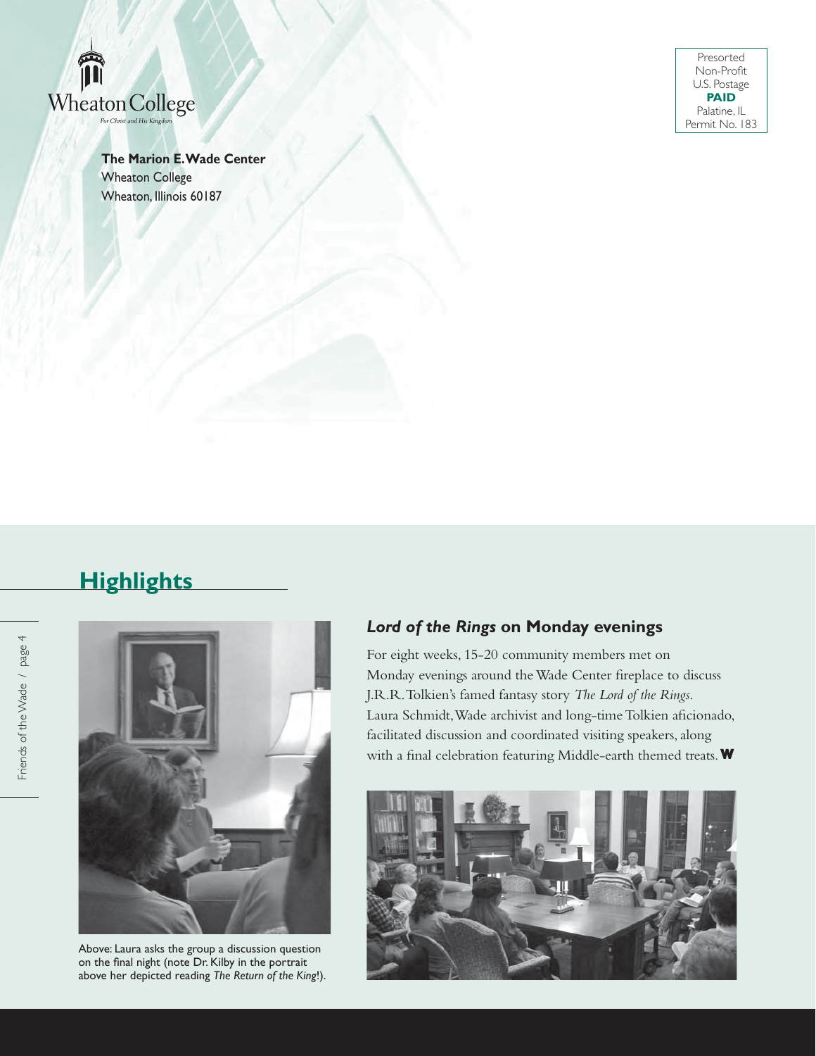Wheaton College

*For Christ and His Kingdom*

**The Marion E. Wade Center**
Wheaton College
Wheaton, Illinois 60187

Presorted
Non-Profit
U.S. Postage
**PAID**
Palatine, IL
Permit No. 183

## Highlights

Above: Laura asks the group a discussion question on the final night (note Dr. Kilby in the portrait above her depicted reading *The Return of the King*!).

### *Lord of the Rings* on Monday evenings

For eight weeks, 15-20 community members met on Monday evenings around the Wade Center fireplace to discuss J.R.R. Tolkien's famed fantasy story *The Lord of the Rings*. Laura Schmidt, Wade archivist and long-time Tolkien aficionado, facilitated discussion and coordinated visiting speakers, along with a final celebration featuring Middle-earth themed treats. **W**